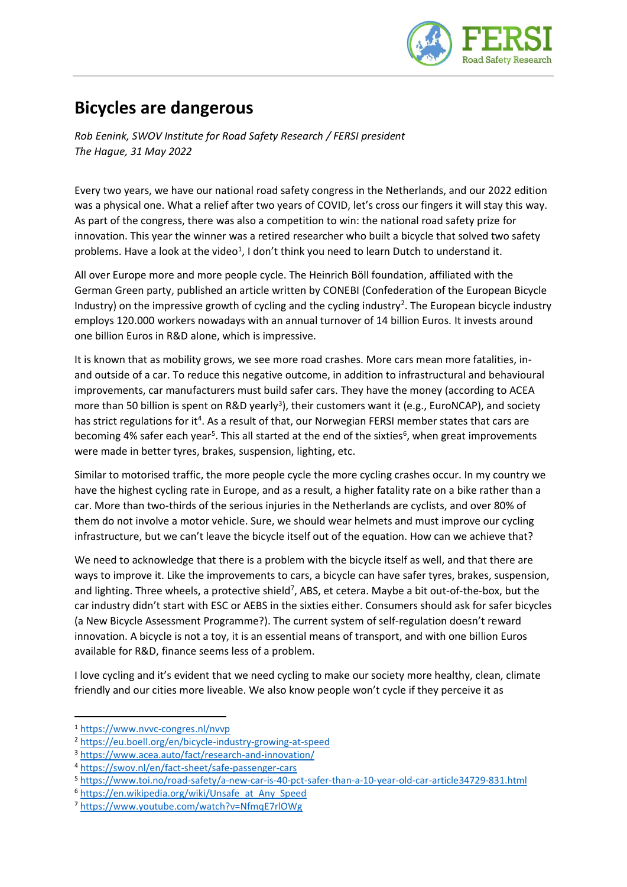# Bicycles are dangerous

*Rob Eenink, SWOV Institute for Road Safety Research / FERSI president*
*The Hague, 31 May 2022*

Every two years, we have our national road safety congress in the Netherlands, and our 2022 edition was a physical one. What a relief after two years of COVID, let's cross our fingers it will stay this way. As part of the congress, there was also a competition to win: the national road safety prize for innovation. This year the winner was a retired researcher who built a bicycle that solved two safety problems. Have a look at the video[1], I don't think you need to learn Dutch to understand it.

All over Europe more and more people cycle. The Heinrich Böll foundation, affiliated with the German Green party, published an article written by CONEBI (Confederation of the European Bicycle Industry) on the impressive growth of cycling and the cycling industry[2]. The European bicycle industry employs 120.000 workers nowadays with an annual turnover of 14 billion Euros. It invests around one billion Euros in R&D alone, which is impressive.

It is known that as mobility grows, we see more road crashes. More cars mean more fatalities, in- and outside of a car. To reduce this negative outcome, in addition to infrastructural and behavioural improvements, car manufacturers must build safer cars. They have the money (according to ACEA more than 50 billion is spent on R&D yearly[3]), their customers want it (e.g., EuroNCAP), and society has strict regulations for it[4]. As a result of that, our Norwegian FERSI member states that cars are becoming 4% safer each year[5]. This all started at the end of the sixties[6], when great improvements were made in better tyres, brakes, suspension, lighting, etc.

Similar to motorised traffic, the more people cycle the more cycling crashes occur. In my country we have the highest cycling rate in Europe, and as a result, a higher fatality rate on a bike rather than a car. More than two-thirds of the serious injuries in the Netherlands are cyclists, and over 80% of them do not involve a motor vehicle. Sure, we should wear helmets and must improve our cycling infrastructure, but we can't leave the bicycle itself out of the equation. How can we achieve that?

We need to acknowledge that there is a problem with the bicycle itself as well, and that there are ways to improve it. Like the improvements to cars, a bicycle can have safer tyres, brakes, suspension, and lighting. Three wheels, a protective shield[7], ABS, et cetera. Maybe a bit out-of-the-box, but the car industry didn't start with ESC or AEBS in the sixties either. Consumers should ask for safer bicycles (a New Bicycle Assessment Programme?). The current system of self-regulation doesn't reward innovation. A bicycle is not a toy, it is an essential means of transport, and with one billion Euros available for R&D, finance seems less of a problem.

I love cycling and it's evident that we need cycling to make our society more healthy, clean, climate friendly and our cities more liveable. We also know people won't cycle if they perceive it as

---

[1] https://www.nvvc-congres.nl/nvvp

[2] https://eu.boell.org/en/bicycle-industry-growing-at-speed

[3] https://www.acea.auto/fact/research-and-innovation/

[4] https://swov.nl/en/fact-sheet/safe-passenger-cars

[5] https://www.toi.no/road-safety/a-new-car-is-40-pct-safer-than-a-10-year-old-car-article34729-831.html

[6] https://en.wikipedia.org/wiki/Unsafe_at_Any_Speed

[7] https://www.youtube.com/watch?v=NfmqE7rlOWg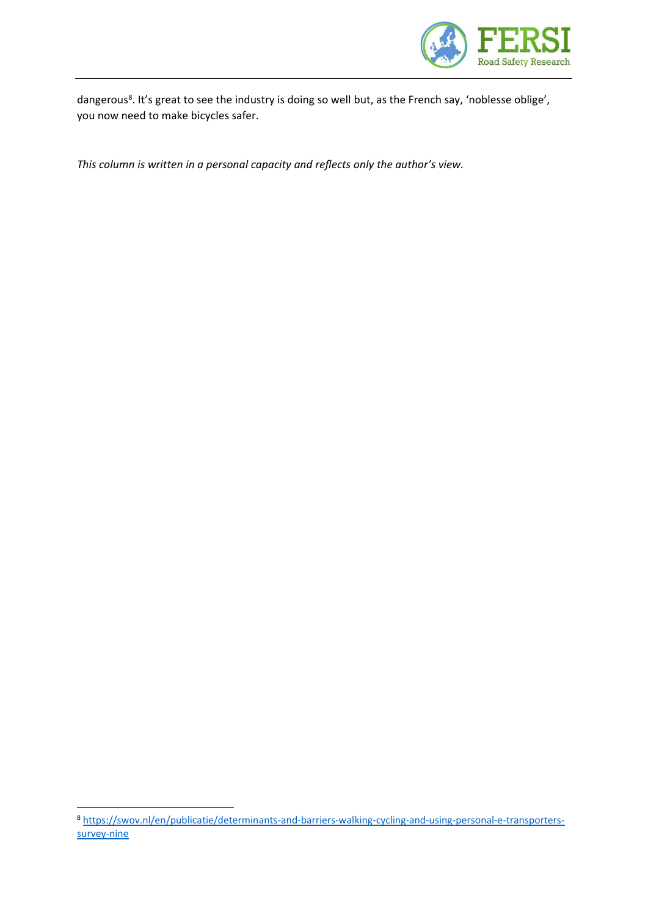dangerous[8]. It's great to see the industry is doing so well but, as the French say, 'noblesse oblige', you now need to make bicycles safer.

*This column is written in a personal capacity and reflects only the author's view.*

[8] https://swov.nl/en/publicatie/determinants-and-barriers-walking-cycling-and-using-personal-e-transporters-survey-nine